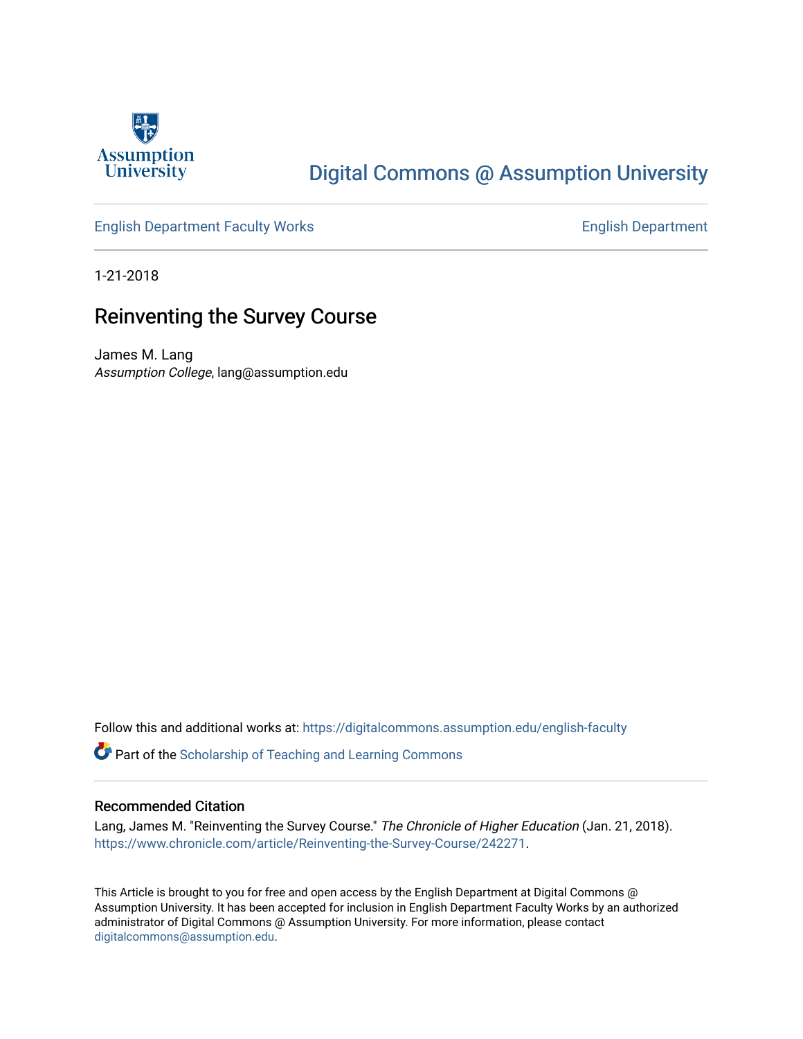Assumption University

# Digital Commons @ Assumption University

English Department Faculty Works

English Department

1-21-2018

## Reinventing the Survey Course

James M. Lang

*Assumption College*, lang@assumption.edu

Follow this and additional works at: https://digitalcommons.assumption.edu/english-faculty

Part of the Scholarship of Teaching and Learning Commons

### Recommended Citation

Lang, James M. "Reinventing the Survey Course." *The Chronicle of Higher Education* (Jan. 21, 2018). https://www.chronicle.com/article/Reinventing-the-Survey-Course/242271.

This Article is brought to you for free and open access by the English Department at Digital Commons @ Assumption University. It has been accepted for inclusion in English Department Faculty Works by an authorized administrator of Digital Commons @ Assumption University. For more information, please contact digitalcommons@assumption.edu.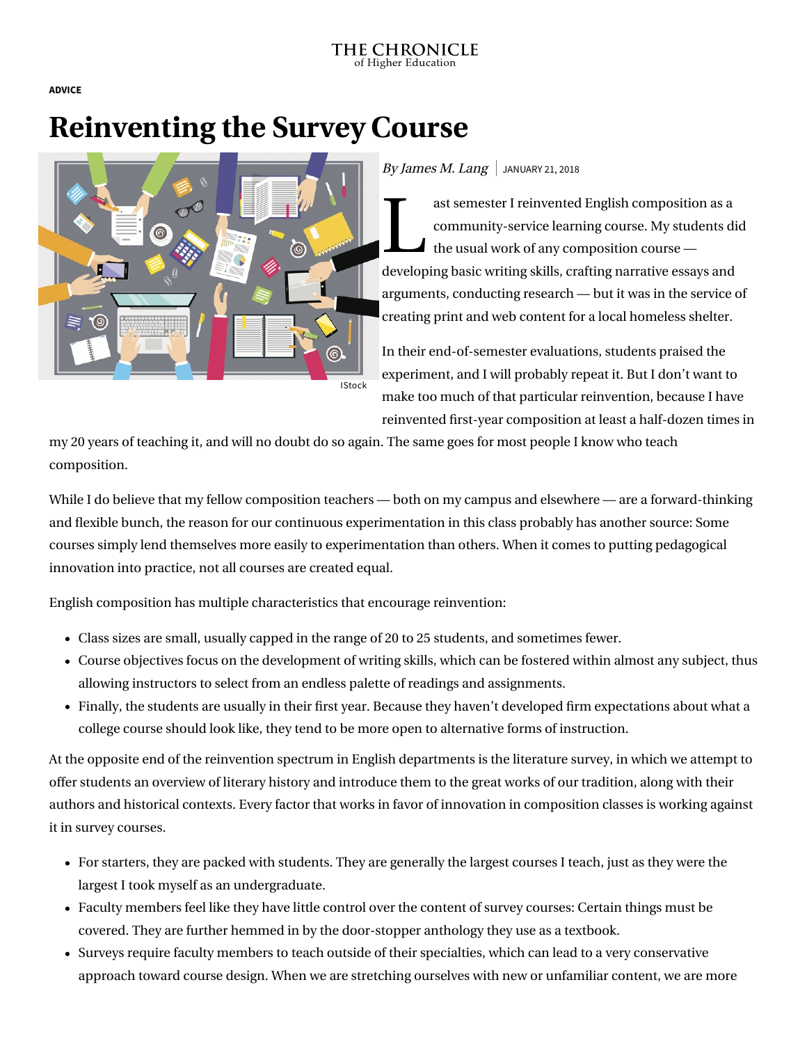THE CHRONICLE of Higher Education

ADVICE

# Reinventing the Survey Course

IStock

*By James M. Lang* | JANUARY 21, 2018

Last semester I reinvented English composition as a community-service learning course. My students did the usual work of any composition course — developing basic writing skills, crafting narrative essays and arguments, conducting research — but it was in the service of creating print and web content for a local homeless shelter.

In their end-of-semester evaluations, students praised the experiment, and I will probably repeat it. But I don't want to make too much of that particular reinvention, because I have reinvented first-year composition at least a half-dozen times in my 20 years of teaching it, and will no doubt do so again. The same goes for most people I know who teach composition.

While I do believe that my fellow composition teachers — both on my campus and elsewhere — are a forward-thinking and flexible bunch, the reason for our continuous experimentation in this class probably has another source: Some courses simply lend themselves more easily to experimentation than others. When it comes to putting pedagogical innovation into practice, not all courses are created equal.

English composition has multiple characteristics that encourage reinvention:

- Class sizes are small, usually capped in the range of 20 to 25 students, and sometimes fewer.
- Course objectives focus on the development of writing skills, which can be fostered within almost any subject, thus allowing instructors to select from an endless palette of readings and assignments.
- Finally, the students are usually in their first year. Because they haven't developed firm expectations about what a college course should look like, they tend to be more open to alternative forms of instruction.

At the opposite end of the reinvention spectrum in English departments is the literature survey, in which we attempt to offer students an overview of literary history and introduce them to the great works of our tradition, along with their authors and historical contexts. Every factor that works in favor of innovation in composition classes is working against it in survey courses.

- For starters, they are packed with students. They are generally the largest courses I teach, just as they were the largest I took myself as an undergraduate.
- Faculty members feel like they have little control over the content of survey courses: Certain things must be covered. They are further hemmed in by the door-stopper anthology they use as a textbook.
- Surveys require faculty members to teach outside of their specialties, which can lead to a very conservative approach toward course design. When we are stretching ourselves with new or unfamiliar content, we are more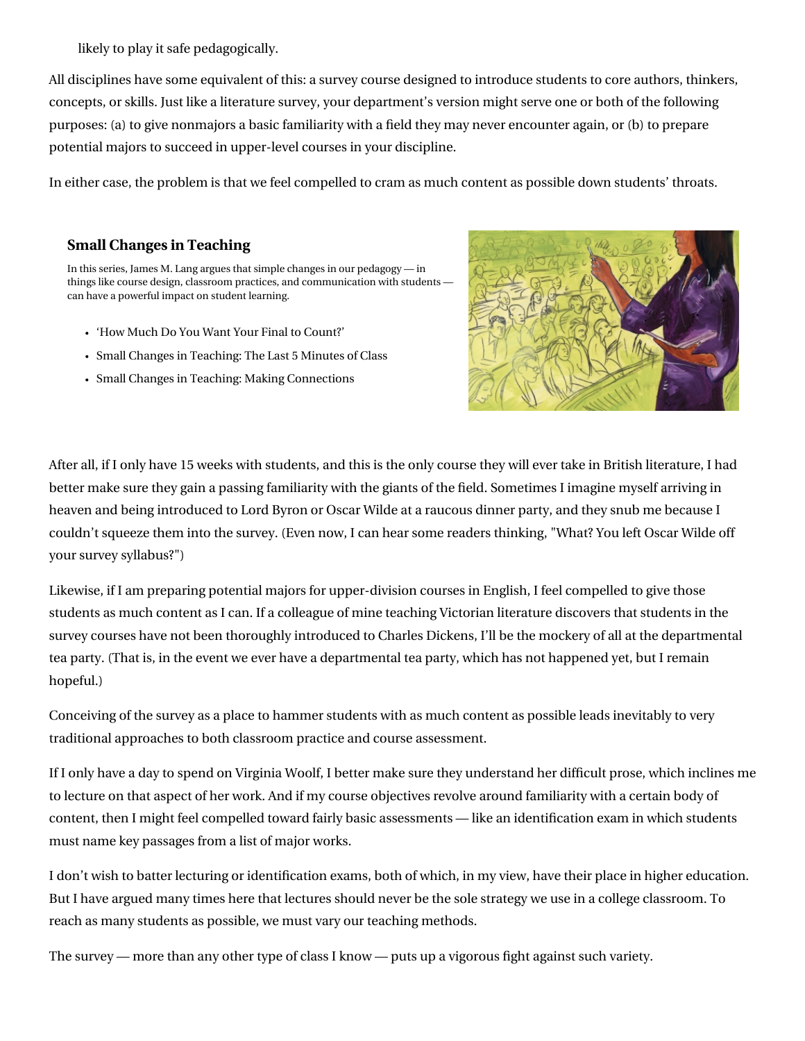likely to play it safe pedagogically.

All disciplines have some equivalent of this: a survey course designed to introduce students to core authors, thinkers, concepts, or skills. Just like a literature survey, your department's version might serve one or both of the following purposes: (a) to give nonmajors a basic familiarity with a field they may never encounter again, or (b) to prepare potential majors to succeed in upper-level courses in your discipline.

In either case, the problem is that we feel compelled to cram as much content as possible down students' throats.

### Small Changes in Teaching

In this series, James M. Lang argues that simple changes in our pedagogy — in things like course design, classroom practices, and communication with students — can have a powerful impact on student learning.

- 'How Much Do You Want Your Final to Count?'
- Small Changes in Teaching: The Last 5 Minutes of Class
- Small Changes in Teaching: Making Connections

After all, if I only have 15 weeks with students, and this is the only course they will ever take in British literature, I had better make sure they gain a passing familiarity with the giants of the field. Sometimes I imagine myself arriving in heaven and being introduced to Lord Byron or Oscar Wilde at a raucous dinner party, and they snub me because I couldn't squeeze them into the survey. (Even now, I can hear some readers thinking, "What? You left Oscar Wilde off your survey syllabus?")

Likewise, if I am preparing potential majors for upper-division courses in English, I feel compelled to give those students as much content as I can. If a colleague of mine teaching Victorian literature discovers that students in the survey courses have not been thoroughly introduced to Charles Dickens, I'll be the mockery of all at the departmental tea party. (That is, in the event we ever have a departmental tea party, which has not happened yet, but I remain hopeful.)

Conceiving of the survey as a place to hammer students with as much content as possible leads inevitably to very traditional approaches to both classroom practice and course assessment.

If I only have a day to spend on Virginia Woolf, I better make sure they understand her difficult prose, which inclines me to lecture on that aspect of her work. And if my course objectives revolve around familiarity with a certain body of content, then I might feel compelled toward fairly basic assessments — like an identification exam in which students must name key passages from a list of major works.

I don't wish to batter lecturing or identification exams, both of which, in my view, have their place in higher education. But I have argued many times here that lectures should never be the sole strategy we use in a college classroom. To reach as many students as possible, we must vary our teaching methods.

The survey — more than any other type of class I know — puts up a vigorous fight against such variety.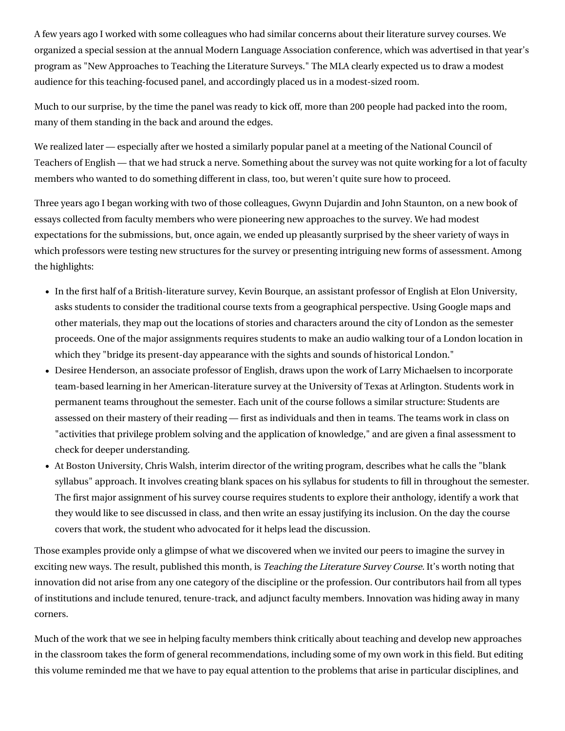A few years ago I worked with some colleagues who had similar concerns about their literature survey courses. We organized a special session at the annual Modern Language Association conference, which was advertised in that year's program as "New Approaches to Teaching the Literature Surveys." The MLA clearly expected us to draw a modest audience for this teaching-focused panel, and accordingly placed us in a modest-sized room.

Much to our surprise, by the time the panel was ready to kick off, more than 200 people had packed into the room, many of them standing in the back and around the edges.

We realized later — especially after we hosted a similarly popular panel at a meeting of the National Council of Teachers of English — that we had struck a nerve. Something about the survey was not quite working for a lot of faculty members who wanted to do something different in class, too, but weren't quite sure how to proceed.

Three years ago I began working with two of those colleagues, Gwynn Dujardin and John Staunton, on a new book of essays collected from faculty members who were pioneering new approaches to the survey. We had modest expectations for the submissions, but, once again, we ended up pleasantly surprised by the sheer variety of ways in which professors were testing new structures for the survey or presenting intriguing new forms of assessment. Among the highlights:

- In the first half of a British-literature survey, Kevin Bourque, an assistant professor of English at Elon University, asks students to consider the traditional course texts from a geographical perspective. Using Google maps and other materials, they map out the locations of stories and characters around the city of London as the semester proceeds. One of the major assignments requires students to make an audio walking tour of a London location in which they "bridge its present-day appearance with the sights and sounds of historical London."
- Desiree Henderson, an associate professor of English, draws upon the work of Larry Michaelsen to incorporate team-based learning in her American-literature survey at the University of Texas at Arlington. Students work in permanent teams throughout the semester. Each unit of the course follows a similar structure: Students are assessed on their mastery of their reading — first as individuals and then in teams. The teams work in class on "activities that privilege problem solving and the application of knowledge," and are given a final assessment to check for deeper understanding.
- At Boston University, Chris Walsh, interim director of the writing program, describes what he calls the "blank syllabus" approach. It involves creating blank spaces on his syllabus for students to fill in throughout the semester. The first major assignment of his survey course requires students to explore their anthology, identify a work that they would like to see discussed in class, and then write an essay justifying its inclusion. On the day the course covers that work, the student who advocated for it helps lead the discussion.

Those examples provide only a glimpse of what we discovered when we invited our peers to imagine the survey in exciting new ways. The result, published this month, is *Teaching the Literature Survey Course.* It's worth noting that innovation did not arise from any one category of the discipline or the profession. Our contributors hail from all types of institutions and include tenured, tenure-track, and adjunct faculty members. Innovation was hiding away in many corners.

Much of the work that we see in helping faculty members think critically about teaching and develop new approaches in the classroom takes the form of general recommendations, including some of my own work in this field. But editing this volume reminded me that we have to pay equal attention to the problems that arise in particular disciplines, and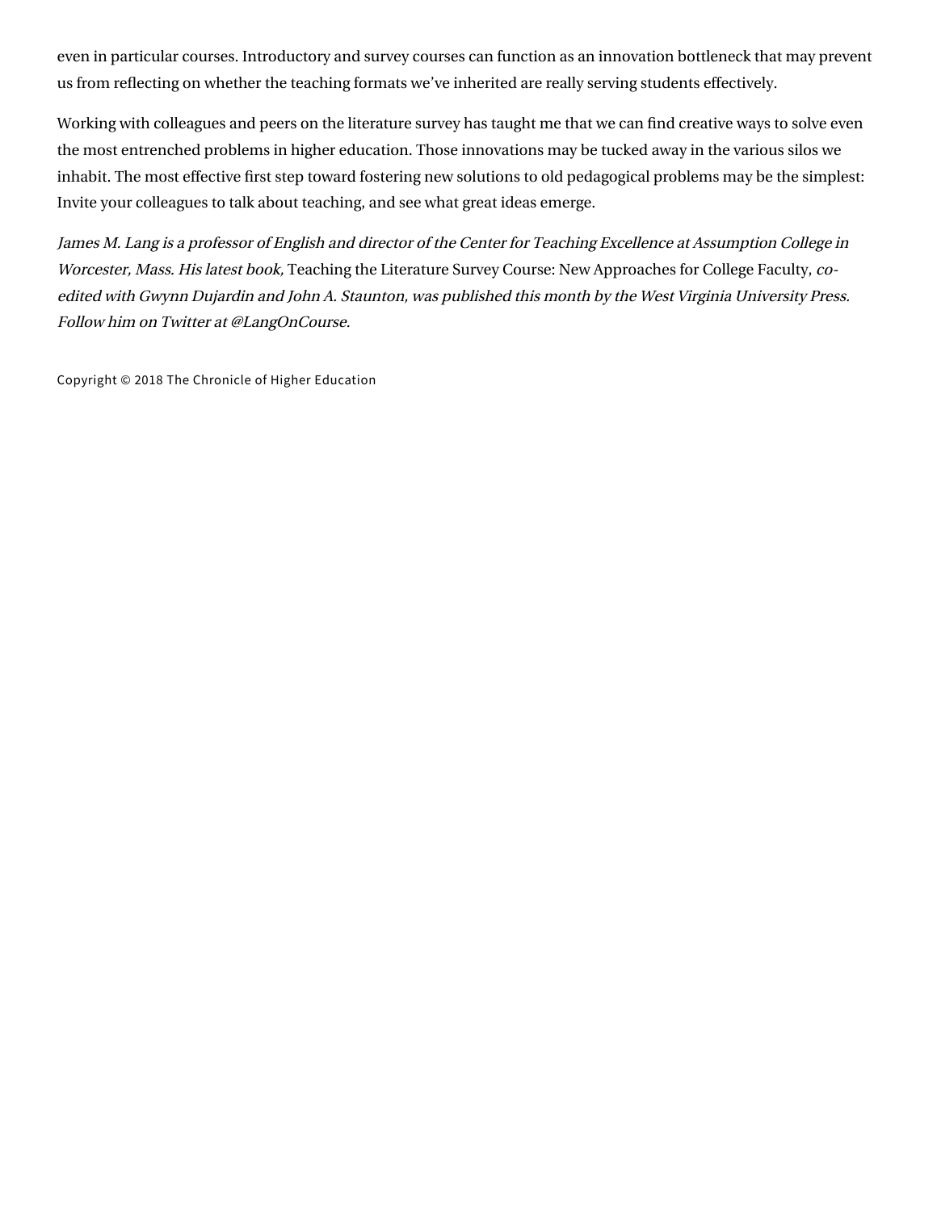even in particular courses. Introductory and survey courses can function as an innovation bottleneck that may prevent us from reflecting on whether the teaching formats we've inherited are really serving students effectively.

Working with colleagues and peers on the literature survey has taught me that we can find creative ways to solve even the most entrenched problems in higher education. Those innovations may be tucked away in the various silos we inhabit. The most effective first step toward fostering new solutions to old pedagogical problems may be the simplest: Invite your colleagues to talk about teaching, and see what great ideas emerge.

*James M. Lang is a professor of English and director of the Center for Teaching Excellence at Assumption College in Worcester, Mass. His latest book,* Teaching the Literature Survey Course: New Approaches for College Faculty, *co-edited with Gwynn Dujardin and John A. Staunton, was published this month by the West Virginia University Press. Follow him on Twitter at @LangOnCourse.*

Copyright © 2018 The Chronicle of Higher Education